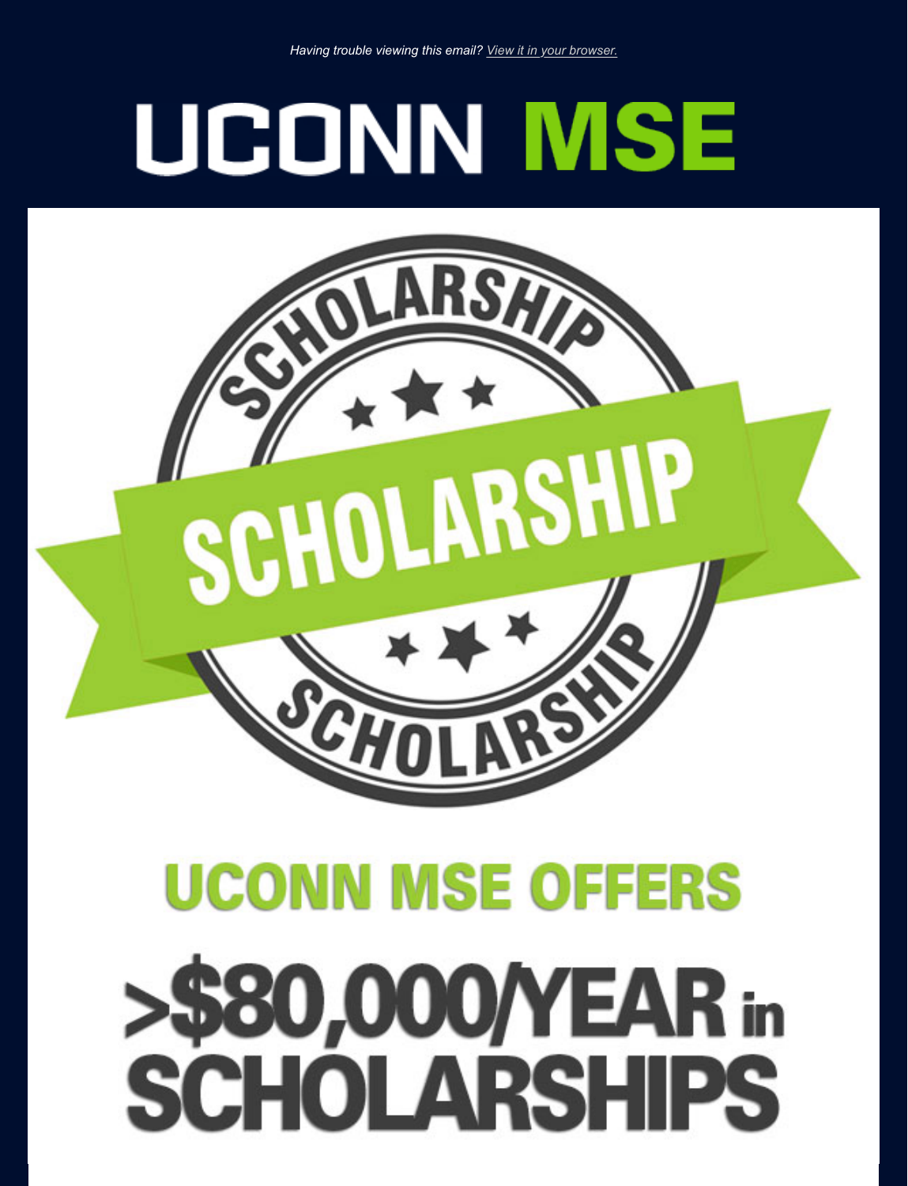*Having trouble viewing this email? View it in your browser.*

# UCONN MSE

SCHOLARSHIP

SCHOLARSHIP

SCHOLARSHIP

## UCONN MSE OFFERS

# >$80,000/YEAR in SCHOLARSHIPS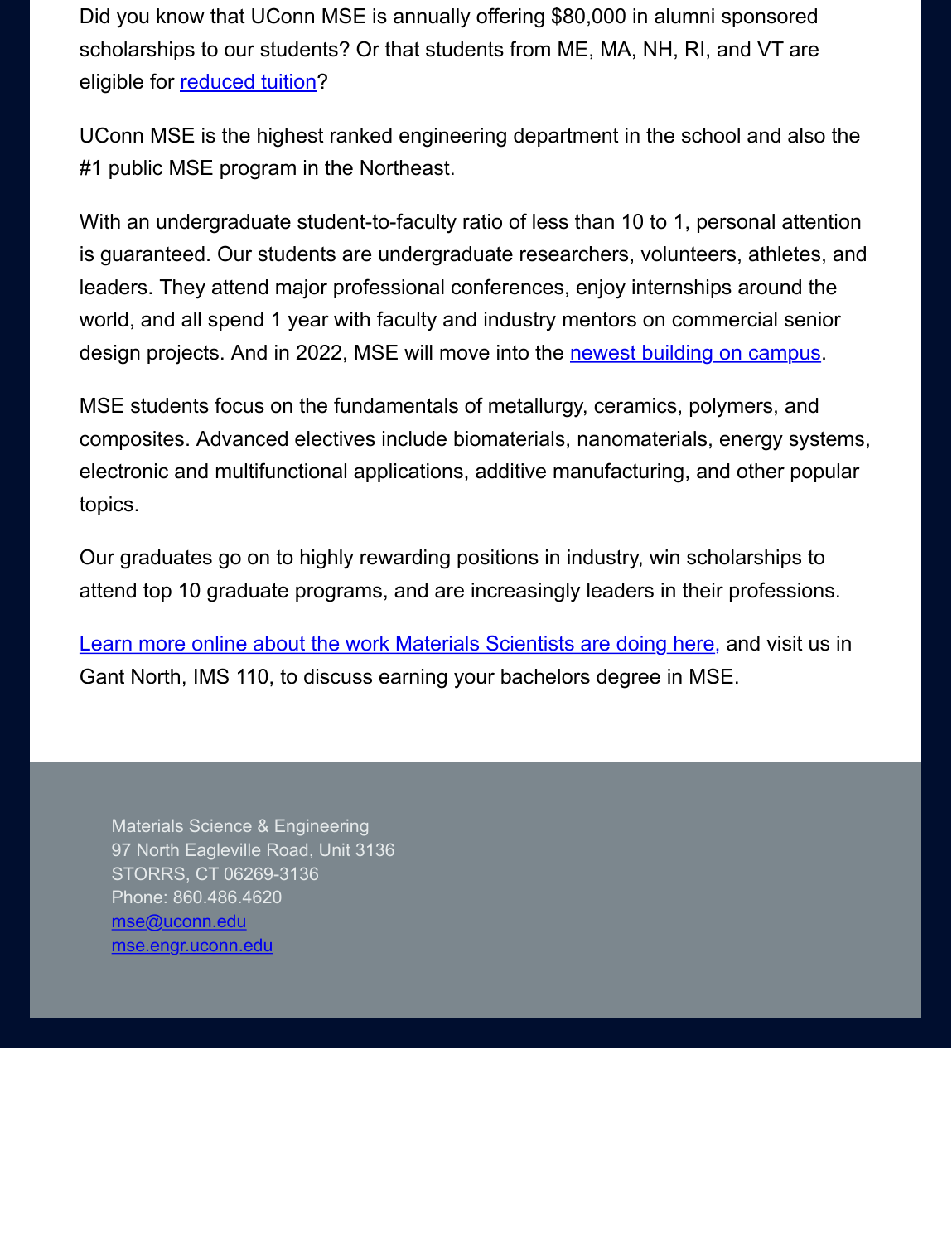Did you know that UConn MSE is annually offering $80,000 in alumni sponsored scholarships to our students? Or that students from ME, MA, NH, RI, and VT are eligible for reduced tuition?

UConn MSE is the highest ranked engineering department in the school and also the #1 public MSE program in the Northeast.

With an undergraduate student-to-faculty ratio of less than 10 to 1, personal attention is guaranteed. Our students are undergraduate researchers, volunteers, athletes, and leaders. They attend major professional conferences, enjoy internships around the world, and all spend 1 year with faculty and industry mentors on commercial senior design projects. And in 2022, MSE will move into the newest building on campus.

MSE students focus on the fundamentals of metallurgy, ceramics, polymers, and composites. Advanced electives include biomaterials, nanomaterials, energy systems, electronic and multifunctional applications, additive manufacturing, and other popular topics.

Our graduates go on to highly rewarding positions in industry, win scholarships to attend top 10 graduate programs, and are increasingly leaders in their professions.

Learn more online about the work Materials Scientists are doing here, and visit us in Gant North, IMS 110, to discuss earning your bachelors degree in MSE.

Materials Science & Engineering
97 North Eagleville Road, Unit 3136
STORRS, CT 06269-3136
Phone: 860.486.4620
mse@uconn.edu
mse.engr.uconn.edu